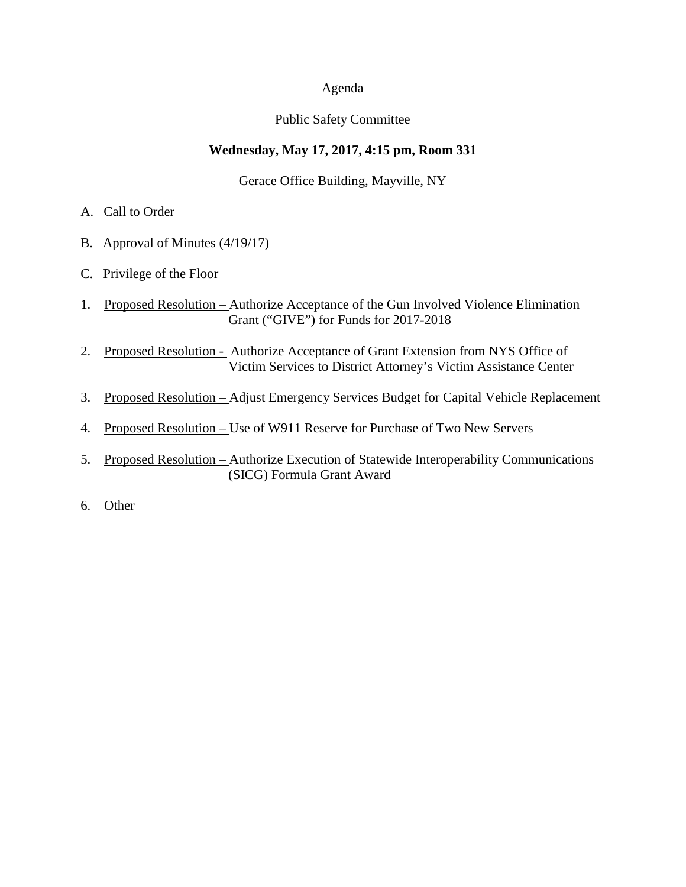Agenda

Public Safety Committee

**Wednesday, May 17, 2017, 4:15 pm, Room 331**

Gerace Office Building, Mayville, NY

A. Call to Order

B. Approval of Minutes (4/19/17)

C. Privilege of the Floor

1. Proposed Resolution – Authorize Acceptance of the Gun Involved Violence Elimination Grant ("GIVE") for Funds for 2017-2018

2. Proposed Resolution - Authorize Acceptance of Grant Extension from NYS Office of Victim Services to District Attorney's Victim Assistance Center

3. Proposed Resolution – Adjust Emergency Services Budget for Capital Vehicle Replacement

4. Proposed Resolution – Use of W911 Reserve for Purchase of Two New Servers

5. Proposed Resolution – Authorize Execution of Statewide Interoperability Communications (SICG) Formula Grant Award

6. Other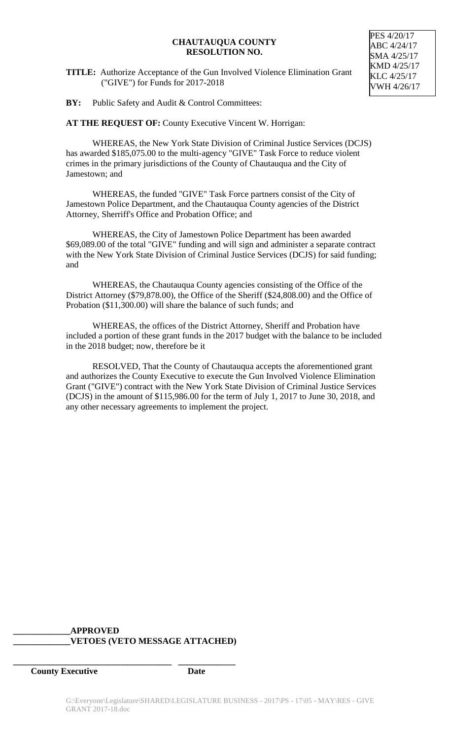# CHAUTAUQUA COUNTY
## RESOLUTION NO.

PES 4/20/17
ABC 4/24/17
SMA 4/25/17
KMD 4/25/17
KLC 4/25/17
VWH 4/26/17

**TITLE:** Authorize Acceptance of the Gun Involved Violence Elimination Grant ("GIVE") for Funds for 2017-2018

**BY:** Public Safety and Audit & Control Committees:

**AT THE REQUEST OF:** County Executive Vincent W. Horrigan:

WHEREAS, the New York State Division of Criminal Justice Services (DCJS) has awarded $185,075.00 to the multi-agency "GIVE" Task Force to reduce violent crimes in the primary jurisdictions of the County of Chautauqua and the City of Jamestown; and

WHEREAS, the funded "GIVE" Task Force partners consist of the City of Jamestown Police Department, and the Chautauqua County agencies of the District Attorney, Sherriff's Office and Probation Office; and

WHEREAS, the City of Jamestown Police Department has been awarded $69,089.00 of the total "GIVE" funding and will sign and administer a separate contract with the New York State Division of Criminal Justice Services (DCJS) for said funding; and

WHEREAS, the Chautauqua County agencies consisting of the Office of the District Attorney ($79,878.00), the Office of the Sheriff ($24,808.00) and the Office of Probation ($11,300.00) will share the balance of such funds; and

WHEREAS, the offices of the District Attorney, Sheriff and Probation have included a portion of these grant funds in the 2017 budget with the balance to be included in the 2018 budget; now, therefore be it

RESOLVED, That the County of Chautauqua accepts the aforementioned grant and authorizes the County Executive to execute the Gun Involved Violence Elimination Grant ("GIVE") contract with the New York State Division of Criminal Justice Services (DCJS) in the amount of $115,986.00 for the term of July 1, 2017 to June 30, 2018, and any other necessary agreements to implement the project.

\_\_\_\_\_\_\_\_\_\_\_\_\_**APPROVED**
\_\_\_\_\_\_\_\_\_\_\_\_\_**VETOES (VETO MESSAGE ATTACHED)**

\_\_\_\_\_\_\_\_\_\_\_\_\_\_\_\_\_\_\_\_\_\_\_\_\_\_\_\_\_\_\_\_\_\_\_\_ \_\_\_\_\_\_\_\_\_\_\_\_\_
**County Executive** **Date**

G:\Everyone\Legislature\SHARED\LEGISLATURE BUSINESS - 2017\PS - 17\05 - MAY\RES - GIVE GRANT 2017-18.doc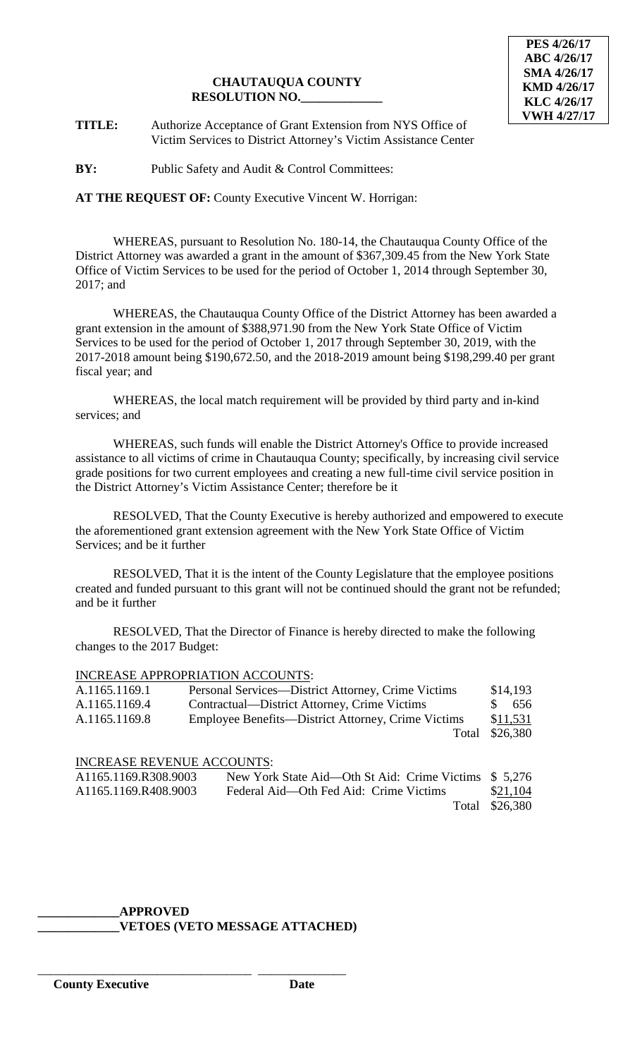PES 4/26/17
ABC 4/26/17
SMA 4/26/17
KMD 4/26/17
KLC 4/26/17
VWH 4/27/17

**CHAUTAUQUA COUNTY**
**RESOLUTION NO.\_\_\_\_\_\_\_\_\_\_\_\_\_**

**TITLE:** Authorize Acceptance of Grant Extension from NYS Office of Victim Services to District Attorney's Victim Assistance Center

**BY:** Public Safety and Audit & Control Committees:

**AT THE REQUEST OF:** County Executive Vincent W. Horrigan:

WHEREAS, pursuant to Resolution No. 180-14, the Chautauqua County Office of the District Attorney was awarded a grant in the amount of $367,309.45 from the New York State Office of Victim Services to be used for the period of October 1, 2014 through September 30, 2017; and

WHEREAS, the Chautauqua County Office of the District Attorney has been awarded a grant extension in the amount of $388,971.90 from the New York State Office of Victim Services to be used for the period of October 1, 2017 through September 30, 2019, with the 2017-2018 amount being $190,672.50, and the 2018-2019 amount being $198,299.40 per grant fiscal year; and

WHEREAS, the local match requirement will be provided by third party and in-kind services; and

WHEREAS, such funds will enable the District Attorney's Office to provide increased assistance to all victims of crime in Chautauqua County; specifically, by increasing civil service grade positions for two current employees and creating a new full-time civil service position in the District Attorney's Victim Assistance Center; therefore be it

RESOLVED, That the County Executive is hereby authorized and empowered to execute the aforementioned grant extension agreement with the New York State Office of Victim Services; and be it further

RESOLVED, That it is the intent of the County Legislature that the employee positions created and funded pursuant to this grant will not be continued should the grant not be refunded; and be it further

RESOLVED, That the Director of Finance is hereby directed to make the following changes to the 2017 Budget:

INCREASE APPROPRIATION ACCOUNTS:

| | | |
|---|---|---|
| A.1165.1169.1 | Personal Services—District Attorney, Crime Victims | $14,193 |
| A.1165.1169.4 | Contractual—District Attorney, Crime Victims | $ 656 |
| A.1165.1169.8 | Employee Benefits—District Attorney, Crime Victims | $11,531 |
| | Total | $26,380 |

INCREASE REVENUE ACCOUNTS:

| | | |
|---|---|---|
| A1165.1169.R308.9003 | New York State Aid—Oth St Aid: Crime Victims | $ 5,276 |
| A1165.1169.R408.9003 | Federal Aid—Oth Fed Aid: Crime Victims | $21,104 |
| | Total | $26,380 |

\_\_\_\_\_\_\_\_\_\_\_\_\_**APPROVED**
\_\_\_\_\_\_\_\_\_\_\_\_\_**VETOES (VETO MESSAGE ATTACHED)**

\_\_\_\_\_\_\_\_\_\_\_\_\_\_\_\_\_\_\_\_\_\_\_\_\_\_\_\_\_\_\_\_\_ \_\_\_\_\_\_\_\_\_\_\_\_\_\_
**County Executive** **Date**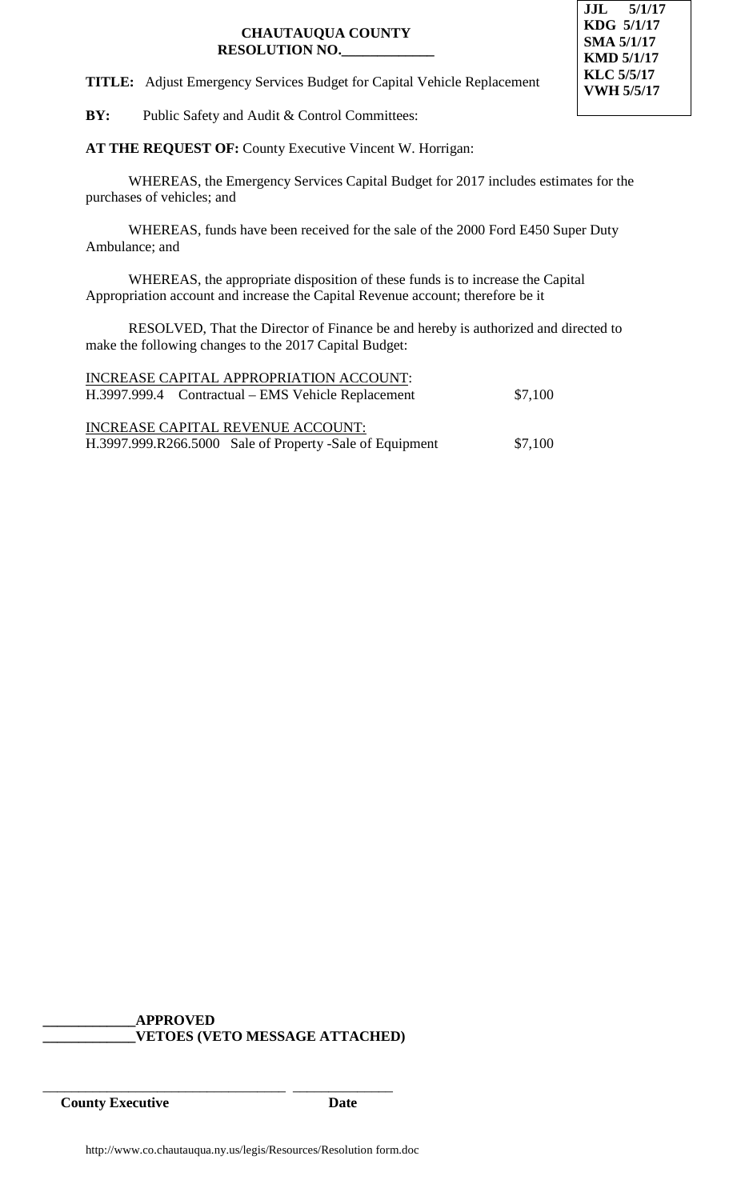**JJL 5/1/17**
**KDG 5/1/17**
**SMA 5/1/17**
**KMD 5/1/17**
**KLC 5/5/17**
**VWH 5/5/17**

**CHAUTAUQUA COUNTY**
**RESOLUTION NO.\_\_\_\_\_\_\_\_\_\_\_\_\_**

**TITLE:** Adjust Emergency Services Budget for Capital Vehicle Replacement

**BY:** Public Safety and Audit & Control Committees:

**AT THE REQUEST OF:** County Executive Vincent W. Horrigan:

WHEREAS, the Emergency Services Capital Budget for 2017 includes estimates for the purchases of vehicles; and

WHEREAS, funds have been received for the sale of the 2000 Ford E450 Super Duty Ambulance; and

WHEREAS, the appropriate disposition of these funds is to increase the Capital Appropriation account and increase the Capital Revenue account; therefore be it

RESOLVED, That the Director of Finance be and hereby is authorized and directed to make the following changes to the 2017 Capital Budget:

INCREASE CAPITAL APPROPRIATION ACCOUNT:

| | |
|---|---|
| H.3997.999.4 Contractual – EMS Vehicle Replacement | $7,100 |

INCREASE CAPITAL REVENUE ACCOUNT:

| | |
|---|---|
| H.3997.999.R266.5000 Sale of Property -Sale of Equipment | $7,100 |

\_\_\_\_\_\_\_\_\_\_\_\_\_**APPROVED**
\_\_\_\_\_\_\_\_\_\_\_\_\_**VETOES (VETO MESSAGE ATTACHED)**

\_\_\_\_\_\_\_\_\_\_\_\_\_\_\_\_\_\_\_\_\_\_\_\_\_\_\_\_\_\_\_\_\_\_ \_\_\_\_\_\_\_\_\_\_\_\_\_\_
**County Executive** **Date**

http://www.co.chautauqua.ny.us/legis/Resources/Resolution form.doc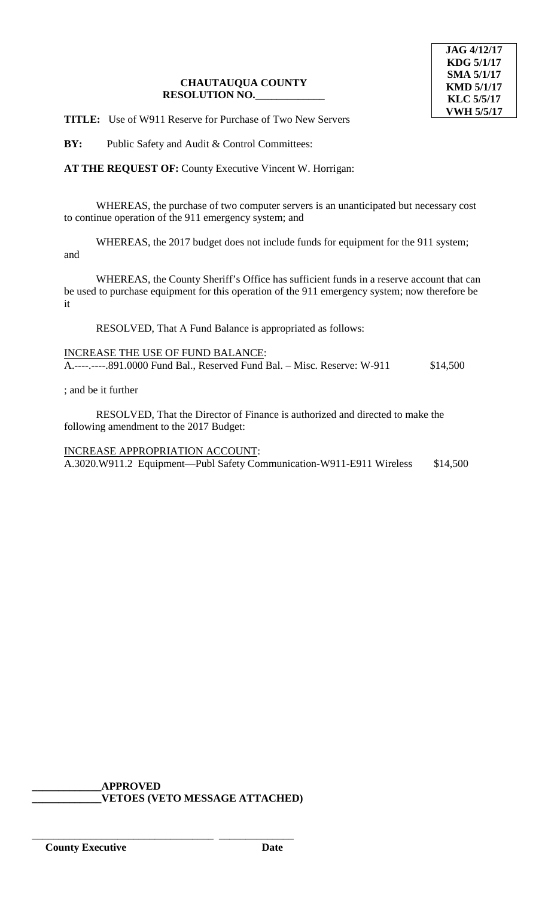JAG 4/12/17
KDG 5/1/17
SMA 5/1/17
KMD 5/1/17
KLC 5/5/17
VWH 5/5/17

**CHAUTAUQUA COUNTY**
**RESOLUTION NO.____________**

**TITLE:** Use of W911 Reserve for Purchase of Two New Servers

**BY:** Public Safety and Audit & Control Committees:

**AT THE REQUEST OF:** County Executive Vincent W. Horrigan:

WHEREAS, the purchase of two computer servers is an unanticipated but necessary cost to continue operation of the 911 emergency system; and

WHEREAS, the 2017 budget does not include funds for equipment for the 911 system; and

WHEREAS, the County Sheriff's Office has sufficient funds in a reserve account that can be used to purchase equipment for this operation of the 911 emergency system; now therefore be it

RESOLVED, That A Fund Balance is appropriated as follows:

INCREASE THE USE OF FUND BALANCE:
A.----.----.891.0000 Fund Bal., Reserved Fund Bal. – Misc. Reserve: W-911 $14,500

; and be it further

RESOLVED, That the Director of Finance is authorized and directed to make the following amendment to the 2017 Budget:

INCREASE APPROPRIATION ACCOUNT:
A.3020.W911.2 Equipment—Publ Safety Communication-W911-E911 Wireless $14,500

**____________APPROVED**
**____________VETOES (VETO MESSAGE ATTACHED)**

_________________________________ ______________
**County Executive** **Date**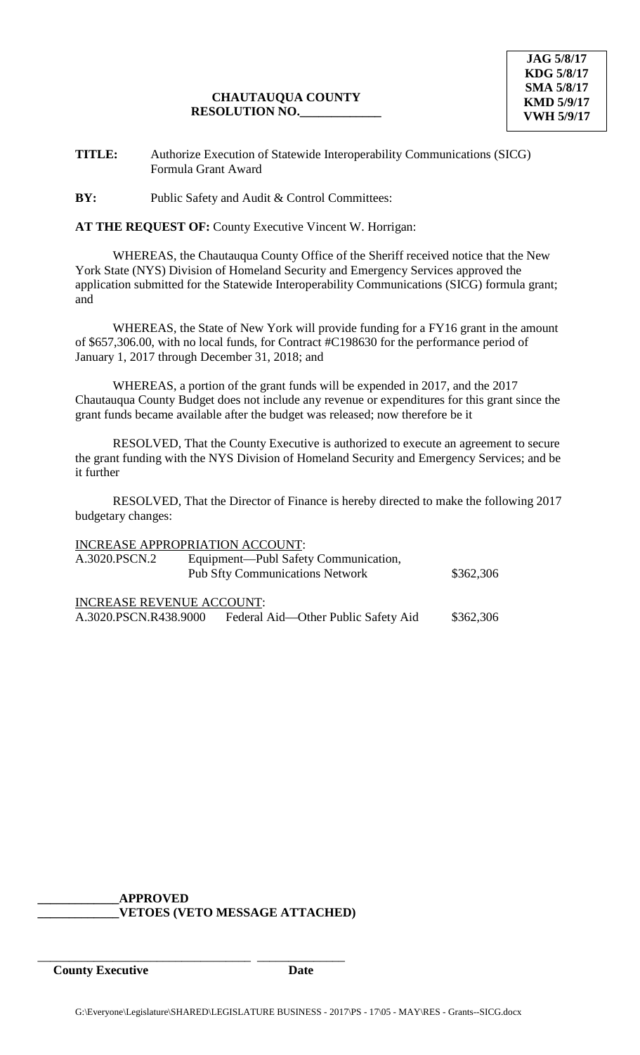JAG 5/8/17
KDG 5/8/17
SMA 5/8/17
KMD 5/9/17
VWH 5/9/17

**CHAUTAUQUA COUNTY**
**RESOLUTION NO.____________**

**TITLE:** Authorize Execution of Statewide Interoperability Communications (SICG) Formula Grant Award

**BY:** Public Safety and Audit & Control Committees:

**AT THE REQUEST OF:** County Executive Vincent W. Horrigan:

WHEREAS, the Chautauqua County Office of the Sheriff received notice that the New York State (NYS) Division of Homeland Security and Emergency Services approved the application submitted for the Statewide Interoperability Communications (SICG) formula grant; and

WHEREAS, the State of New York will provide funding for a FY16 grant in the amount of $657,306.00, with no local funds, for Contract #C198630 for the performance period of January 1, 2017 through December 31, 2018; and

WHEREAS, a portion of the grant funds will be expended in 2017, and the 2017 Chautauqua County Budget does not include any revenue or expenditures for this grant since the grant funds became available after the budget was released; now therefore be it

RESOLVED, That the County Executive is authorized to execute an agreement to secure the grant funding with the NYS Division of Homeland Security and Emergency Services; and be it further

RESOLVED, That the Director of Finance is hereby directed to make the following 2017 budgetary changes:

INCREASE APPROPRIATION ACCOUNT:

| | | |
|---|---|---|
| A.3020.PSCN.2 | Equipment—Publ Safety Communication, Pub Sfty Communications Network | $362,306 |

INCREASE REVENUE ACCOUNT:

| | | |
|---|---|---|
| A.3020.PSCN.R438.9000 | Federal Aid—Other Public Safety Aid | $362,306 |

**____________APPROVED**
**____________VETOES (VETO MESSAGE ATTACHED)**

_______________________________ ______________
**County Executive** **Date**

G:\Everyone\Legislature\SHARED\LEGISLATURE BUSINESS - 2017\PS - 17\05 - MAY\RES - Grants--SICG.docx